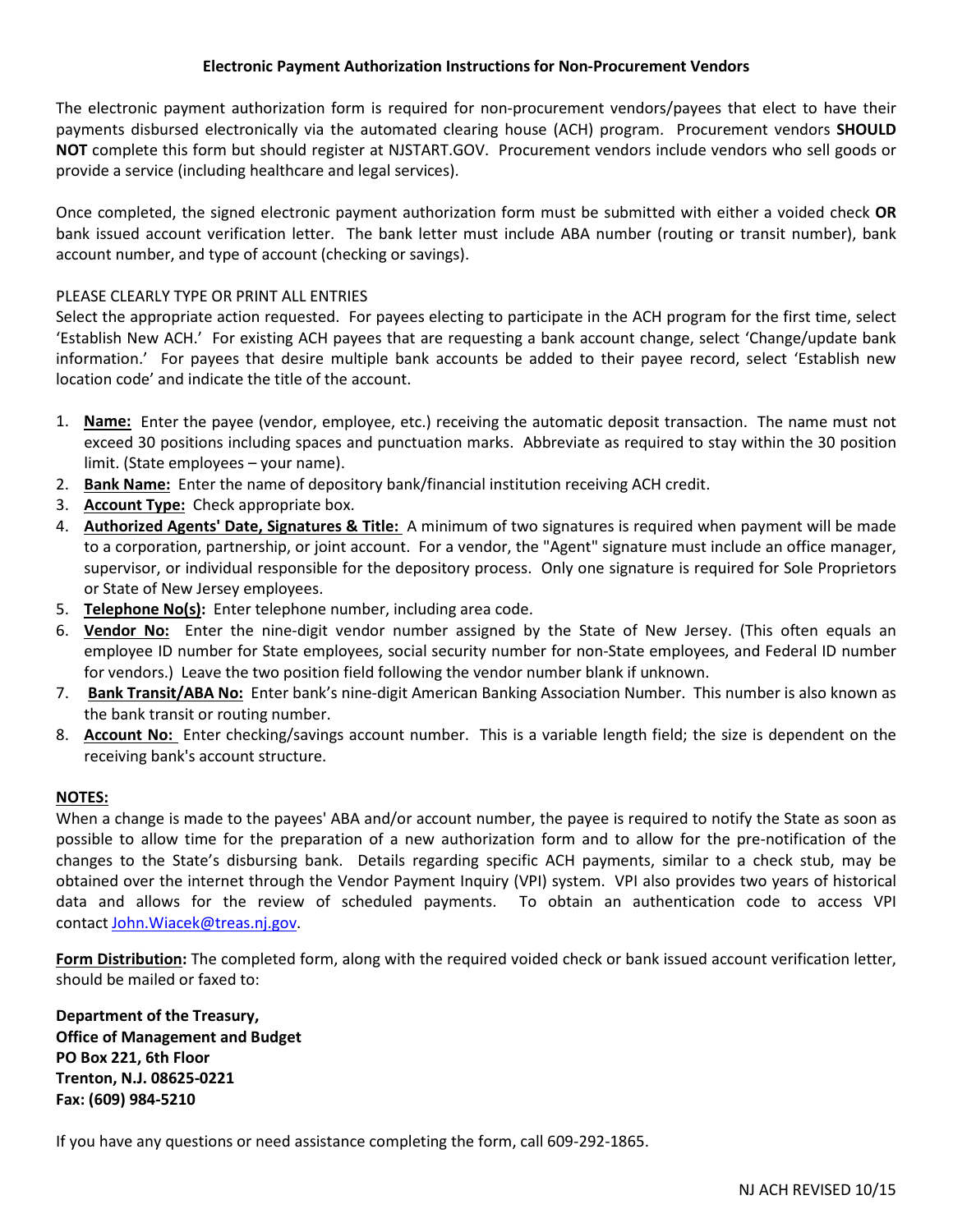# Electronic Payment Authorization Instructions for Non-Procurement Vendors

The electronic payment authorization form is required for non-procurement vendors/payees that elect to have their payments disbursed electronically via the automated clearing house (ACH) program. Procurement vendors **SHOULD NOT** complete this form but should register at NJSTART.GOV. Procurement vendors include vendors who sell goods or provide a service (including healthcare and legal services).

Once completed, the signed electronic payment authorization form must be submitted with either a voided check **OR** bank issued account verification letter. The bank letter must include ABA number (routing or transit number), bank account number, and type of account (checking or savings).

PLEASE CLEARLY TYPE OR PRINT ALL ENTRIES

Select the appropriate action requested. For payees electing to participate in the ACH program for the first time, select 'Establish New ACH.' For existing ACH payees that are requesting a bank account change, select 'Change/update bank information.' For payees that desire multiple bank accounts be added to their payee record, select 'Establish new location code' and indicate the title of the account.

1. **Name:** Enter the payee (vendor, employee, etc.) receiving the automatic deposit transaction. The name must not exceed 30 positions including spaces and punctuation marks. Abbreviate as required to stay within the 30 position limit. (State employees – your name).
2. **Bank Name:** Enter the name of depository bank/financial institution receiving ACH credit.
3. **Account Type:** Check appropriate box.
4. **Authorized Agents' Date, Signatures & Title:** A minimum of two signatures is required when payment will be made to a corporation, partnership, or joint account. For a vendor, the "Agent" signature must include an office manager, supervisor, or individual responsible for the depository process. Only one signature is required for Sole Proprietors or State of New Jersey employees.
5. **Telephone No(s):** Enter telephone number, including area code.
6. **Vendor No:** Enter the nine-digit vendor number assigned by the State of New Jersey. (This often equals an employee ID number for State employees, social security number for non-State employees, and Federal ID number for vendors.) Leave the two position field following the vendor number blank if unknown.
7. **Bank Transit/ABA No:** Enter bank's nine-digit American Banking Association Number. This number is also known as the bank transit or routing number.
8. **Account No:** Enter checking/savings account number. This is a variable length field; the size is dependent on the receiving bank's account structure.

**NOTES:**

When a change is made to the payees' ABA and/or account number, the payee is required to notify the State as soon as possible to allow time for the preparation of a new authorization form and to allow for the pre-notification of the changes to the State's disbursing bank. Details regarding specific ACH payments, similar to a check stub, may be obtained over the internet through the Vendor Payment Inquiry (VPI) system. VPI also provides two years of historical data and allows for the review of scheduled payments. To obtain an authentication code to access VPI contact John.Wiacek@treas.nj.gov.

**Form Distribution:** The completed form, along with the required voided check or bank issued account verification letter, should be mailed or faxed to:

**Department of the Treasury,**
**Office of Management and Budget**
**PO Box 221, 6th Floor**
**Trenton, N.J. 08625-0221**
**Fax: (609) 984-5210**

If you have any questions or need assistance completing the form, call 609-292-1865.

NJ ACH REVISED 10/15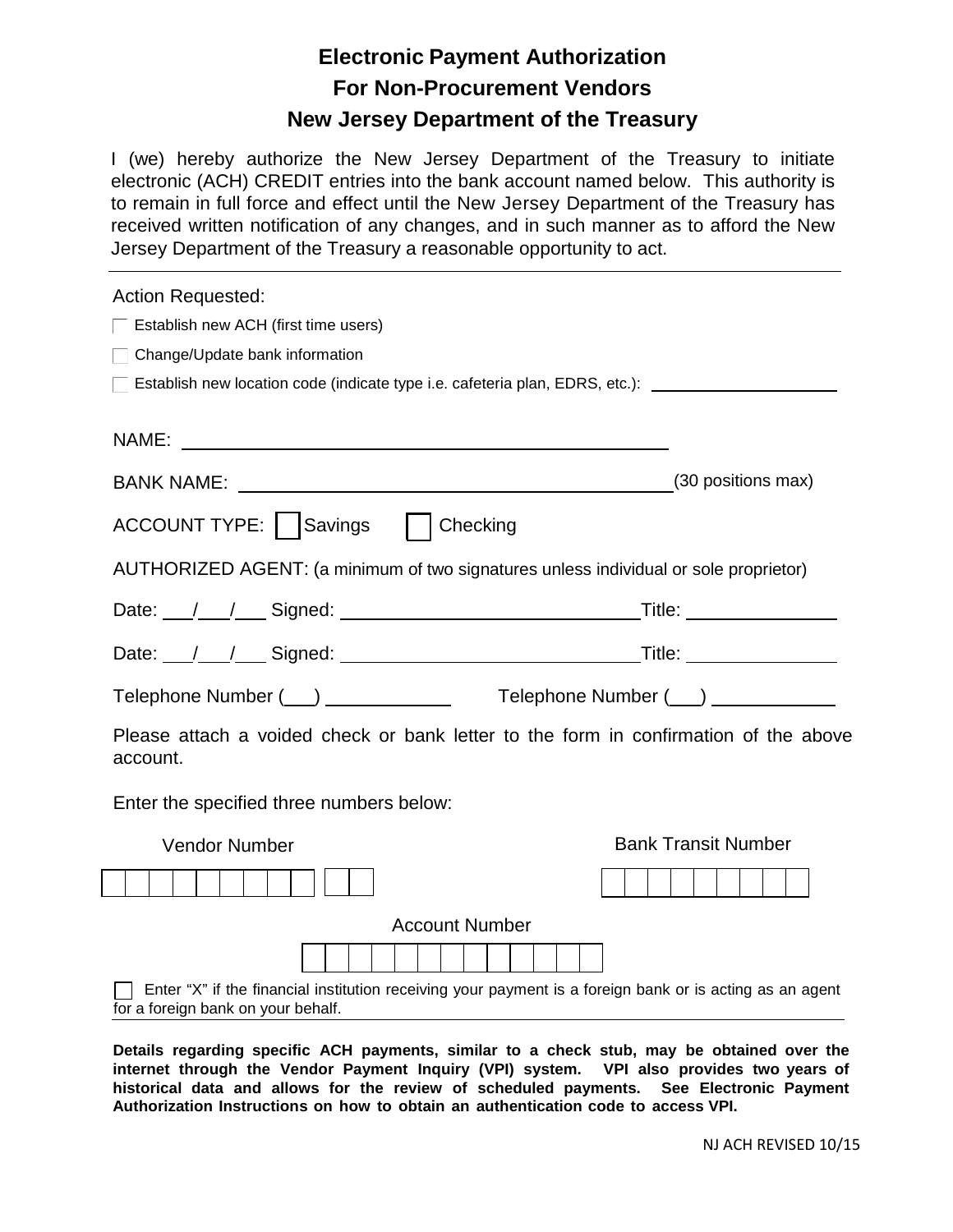# Electronic Payment Authorization
# For Non-Procurement Vendors
# New Jersey Department of the Treasury

I (we) hereby authorize the New Jersey Department of the Treasury to initiate electronic (ACH) CREDIT entries into the bank account named below. This authority is to remain in full force and effect until the New Jersey Department of the Treasury has received written notification of any changes, and in such manner as to afford the New Jersey Department of the Treasury a reasonable opportunity to act.

---

Action Requested:

☐ Establish new ACH (first time users)

☐ Change/Update bank information

☐ Establish new location code (indicate type i.e. cafeteria plan, EDRS, etc.): ____________________

NAME: ______________________________________________

BANK NAME: ______________________________________________ (30 positions max)

ACCOUNT TYPE: ☐ Savings ☐ Checking

AUTHORIZED AGENT: (a minimum of two signatures unless individual or sole proprietor)

Date: ___/___/___ Signed: ______________________________ Title: _______________

Date: ___/___/___ Signed: ______________________________ Title: _______________

Telephone Number (___) ____________ Telephone Number (___) ____________

Please attach a voided check or bank letter to the form in confirmation of the above account.

Enter the specified three numbers below:

Vendor Number

| | | | | | | | | | | | |
|---|---|---|---|---|---|---|---|---|---|---|---|
| | | | | | | | | | | | |

Bank Transit Number

| | | | | | | | | |
|---|---|---|---|---|---|---|---|---|
| | | | | | | | | |

Account Number

| | | | | | | | | | | | | |
|---|---|---|---|---|---|---|---|---|---|---|---|---|
| | | | | | | | | | | | | |

☐ Enter "X" if the financial institution receiving your payment is a foreign bank or is acting as an agent for a foreign bank on your behalf.

---

**Details regarding specific ACH payments, similar to a check stub, may be obtained over the internet through the Vendor Payment Inquiry (VPI) system. VPI also provides two years of historical data and allows for the review of scheduled payments. See Electronic Payment Authorization Instructions on how to obtain an authentication code to access VPI.**

NJ ACH REVISED 10/15